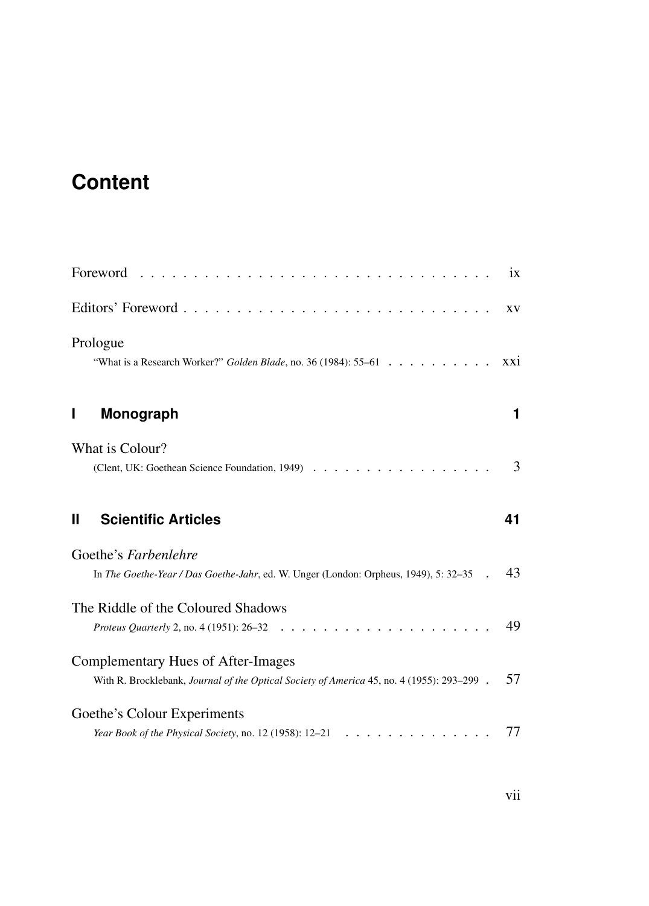# Content

Foreword . . . . . . . . . . . . . . . . . . . . . . . . . . . . . . . . ix

Editors' Foreword . . . . . . . . . . . . . . . . . . . . . . . . . . . . xv

Prologue
"What is a Research Worker?" *Golden Blade*, no. 36 (1984): 55–61 . . . . . . . . . . xxi

## I Monograph 1

What is Colour?
(Clent, UK: Goethean Science Foundation, 1949) . . . . . . . . . . . . . . . . . 3

## II Scientific Articles 41

Goethe's *Farbenlehre*
In *The Goethe-Year / Das Goethe-Jahr*, ed. W. Unger (London: Orpheus, 1949), 5: 32–35 . 43

The Riddle of the Coloured Shadows
*Proteus Quarterly* 2, no. 4 (1951): 26–32 . . . . . . . . . . . . . . . . . . . 49

Complementary Hues of After-Images
With R. Brocklebank, *Journal of the Optical Society of America* 45, no. 4 (1955): 293–299 . 57

Goethe's Colour Experiments
*Year Book of the Physical Society*, no. 12 (1958): 12–21 . . . . . . . . . . . . . . 77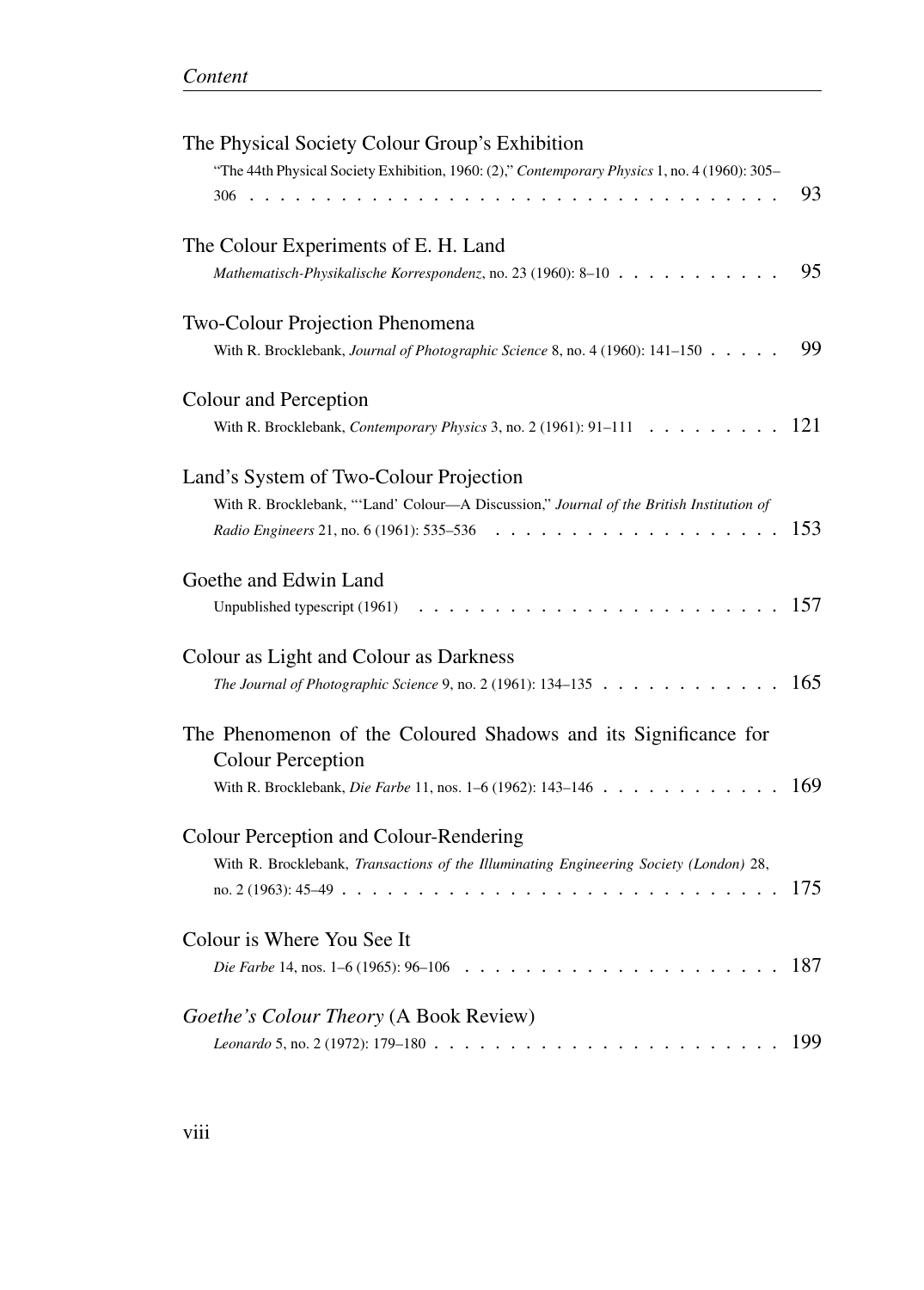The Physical Society Colour Group's Exhibition

"The 44th Physical Society Exhibition, 1960: (2)," *Contemporary Physics* 1, no. 4 (1960): 305–306 . . . . . . . . . . . . . . . . . . . . . . . . . . . . . . . . 93

The Colour Experiments of E. H. Land

*Mathematisch-Physikalische Korrespondenz*, no. 23 (1960): 8–10 . . . . . . . . . . . 95

Two-Colour Projection Phenomena

With R. Brocklebank, *Journal of Photographic Science* 8, no. 4 (1960): 141–150 . . . . . 99

Colour and Perception

With R. Brocklebank, *Contemporary Physics* 3, no. 2 (1961): 91–111 . . . . . . . . . 121

Land's System of Two-Colour Projection

With R. Brocklebank, "'Land' Colour—A Discussion," *Journal of the British Institution of Radio Engineers* 21, no. 6 (1961): 535–536 . . . . . . . . . . . . . . . . . . 153

Goethe and Edwin Land

Unpublished typescript (1961) . . . . . . . . . . . . . . . . . . . . . . . 157

Colour as Light and Colour as Darkness

*The Journal of Photographic Science* 9, no. 2 (1961): 134–135 . . . . . . . . . . . . 165

The Phenomenon of the Coloured Shadows and its Significance for Colour Perception

With R. Brocklebank, *Die Farbe* 11, nos. 1–6 (1962): 143–146 . . . . . . . . . . . . 169

Colour Perception and Colour-Rendering

With R. Brocklebank, *Transactions of the Illuminating Engineering Society (London)* 28, no. 2 (1963): 45–49 . . . . . . . . . . . . . . . . . . . . . . . . . . . 175

Colour is Where You See It

*Die Farbe* 14, nos. 1–6 (1965): 96–106 . . . . . . . . . . . . . . . . . . . . 187

*Goethe's Colour Theory* (A Book Review)

*Leonardo* 5, no. 2 (1972): 179–180 . . . . . . . . . . . . . . . . . . . . . . 199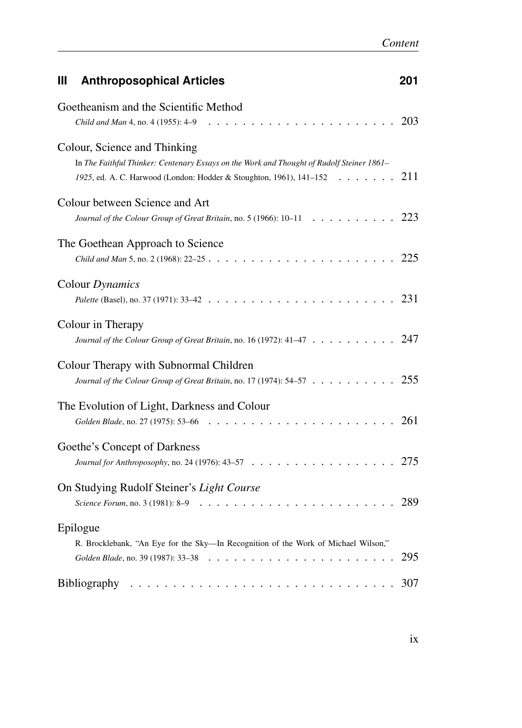## III Anthropopsophical Articles 201

Goetheanism and the Scientific Method
*Child and Man* 4, no. 4 (1955): 4–9 . . . . . . . . . . . . . . . . . . . . . 203

Colour, Science and Thinking
In *The Faithful Thinker: Centenary Essays on the Work and Thought of Rudolf Steiner 1861–1925*, ed. A. C. Harwood (London: Hodder & Stoughton, 1961), 141–152 . . . . . . . 211

Colour between Science and Art
*Journal of the Colour Group of Great Britain*, no. 5 (1966): 10–11 . . . . . . . . . . 223

The Goethean Approach to Science
*Child and Man* 5, no. 2 (1968): 22–25 . . . . . . . . . . . . . . . . . . . . . 225

Colour *Dynamics*
*Palette* (Basel), no. 37 (1971): 33–42 . . . . . . . . . . . . . . . . . . . . . 231

Colour in Therapy
*Journal of the Colour Group of Great Britain*, no. 16 (1972): 41–47 . . . . . . . . . . 247

Colour Therapy with Subnormal Children
*Journal of the Colour Group of Great Britain*, no. 17 (1974): 54–57 . . . . . . . . . . 255

The Evolution of Light, Darkness and Colour
*Golden Blade*, no. 27 (1975): 53–66 . . . . . . . . . . . . . . . . . . . . . 261

Goethe's Concept of Darkness
*Journal for Anthroposophy*, no. 24 (1976): 43–57 . . . . . . . . . . . . . . . . . 275

On Studying Rudolf Steiner's *Light Course*
*Science Forum*, no. 3 (1981): 8–9 . . . . . . . . . . . . . . . . . . . . . 289

Epilogue
R. Brocklebank, "An Eye for the Sky—In Recognition of the Work of Michael Wilson," *Golden Blade*, no. 39 (1987): 33–38 . . . . . . . . . . . . . . . . . . . . . 295

Bibliography . . . . . . . . . . . . . . . . . . . . . . . . . . . . . . 307